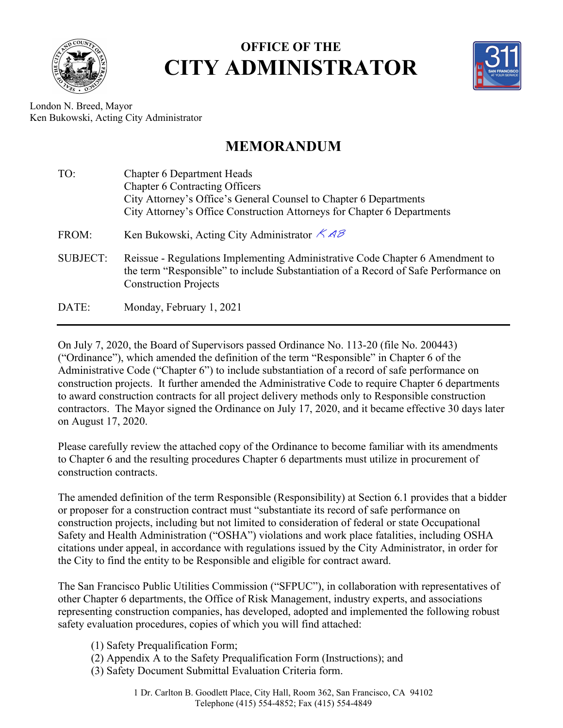# OFFICE OF THE CITY ADMINISTRATOR

London N. Breed, Mayor
Ken Bukowski, Acting City Administrator

## MEMORANDUM

| | |
|---|---|
| TO: | Chapter 6 Department Heads<br>Chapter 6 Contracting Officers<br>City Attorney's Office's General Counsel to Chapter 6 Departments<br>City Attorney's Office Construction Attorneys for Chapter 6 Departments |
| FROM: | Ken Bukowski, Acting City Administrator *KAB* |
| SUBJECT: | Reissue - Regulations Implementing Administrative Code Chapter 6 Amendment to the term "Responsible" to include Substantiation of a Record of Safe Performance on Construction Projects |
| DATE: | Monday, February 1, 2021 |

---

On July 7, 2020, the Board of Supervisors passed Ordinance No. 113-20 (file No. 200443) ("Ordinance"), which amended the definition of the term "Responsible" in Chapter 6 of the Administrative Code ("Chapter 6") to include substantiation of a record of safe performance on construction projects. It further amended the Administrative Code to require Chapter 6 departments to award construction contracts for all project delivery methods only to Responsible construction contractors. The Mayor signed the Ordinance on July 17, 2020, and it became effective 30 days later on August 17, 2020.

Please carefully review the attached copy of the Ordinance to become familiar with its amendments to Chapter 6 and the resulting procedures Chapter 6 departments must utilize in procurement of construction contracts.

The amended definition of the term Responsible (Responsibility) at Section 6.1 provides that a bidder or proposer for a construction contract must "substantiate its record of safe performance on construction projects, including but not limited to consideration of federal or state Occupational Safety and Health Administration ("OSHA") violations and work place fatalities, including OSHA citations under appeal, in accordance with regulations issued by the City Administrator, in order for the City to find the entity to be Responsible and eligible for contract award.

The San Francisco Public Utilities Commission ("SFPUC"), in collaboration with representatives of other Chapter 6 departments, the Office of Risk Management, industry experts, and associations representing construction companies, has developed, adopted and implemented the following robust safety evaluation procedures, copies of which you will find attached:

(1) Safety Prequalification Form;
(2) Appendix A to the Safety Prequalification Form (Instructions); and
(3) Safety Document Submittal Evaluation Criteria form.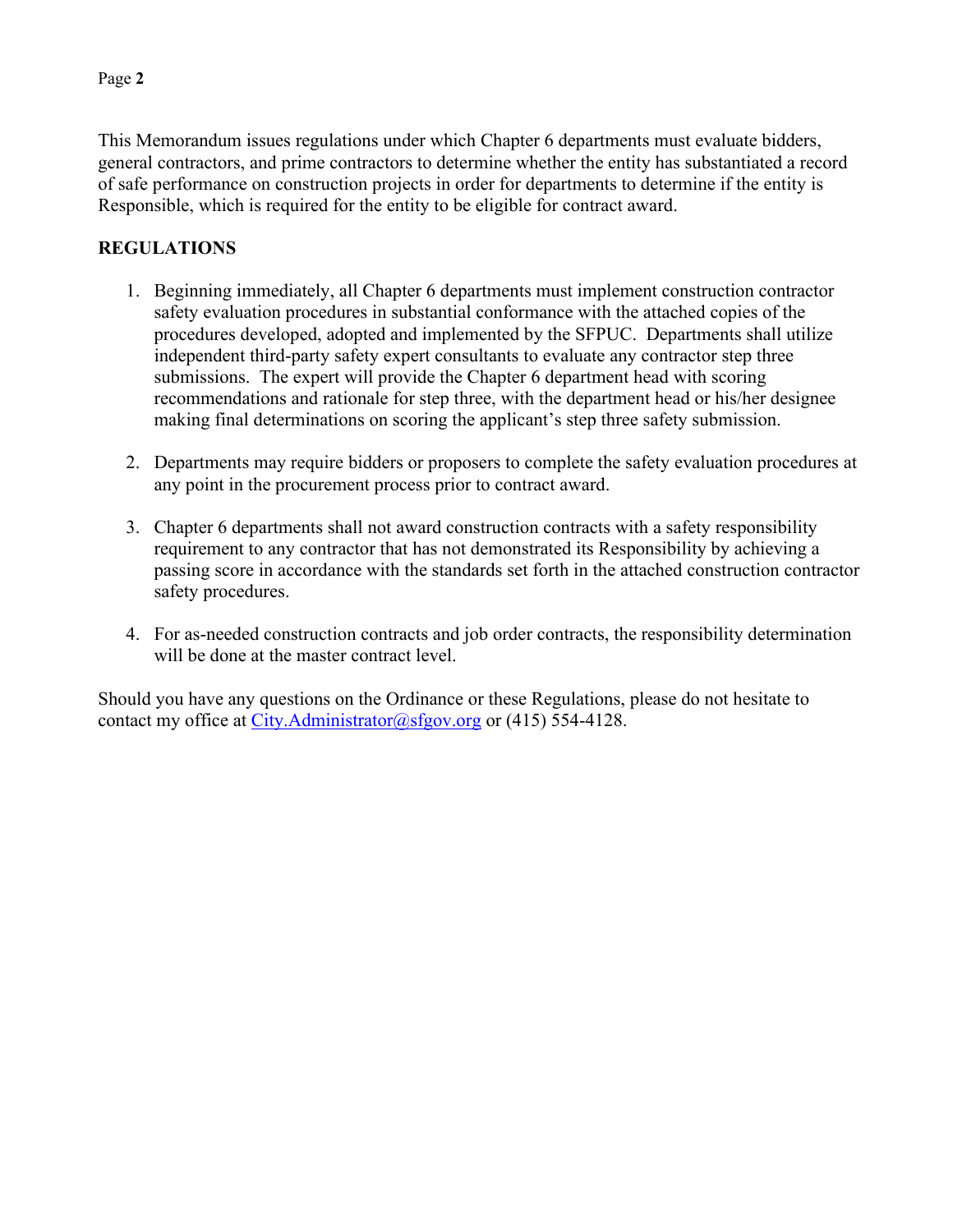This Memorandum issues regulations under which Chapter 6 departments must evaluate bidders, general contractors, and prime contractors to determine whether the entity has substantiated a record of safe performance on construction projects in order for departments to determine if the entity is Responsible, which is required for the entity to be eligible for contract award.

**REGULATIONS**

1. Beginning immediately, all Chapter 6 departments must implement construction contractor safety evaluation procedures in substantial conformance with the attached copies of the procedures developed, adopted and implemented by the SFPUC. Departments shall utilize independent third-party safety expert consultants to evaluate any contractor step three submissions. The expert will provide the Chapter 6 department head with scoring recommendations and rationale for step three, with the department head or his/her designee making final determinations on scoring the applicant's step three safety submission.

2. Departments may require bidders or proposers to complete the safety evaluation procedures at any point in the procurement process prior to contract award.

3. Chapter 6 departments shall not award construction contracts with a safety responsibility requirement to any contractor that has not demonstrated its Responsibility by achieving a passing score in accordance with the standards set forth in the attached construction contractor safety procedures.

4. For as-needed construction contracts and job order contracts, the responsibility determination will be done at the master contract level.

Should you have any questions on the Ordinance or these Regulations, please do not hesitate to contact my office at City.Administrator@sfgov.org or (415) 554-4128.